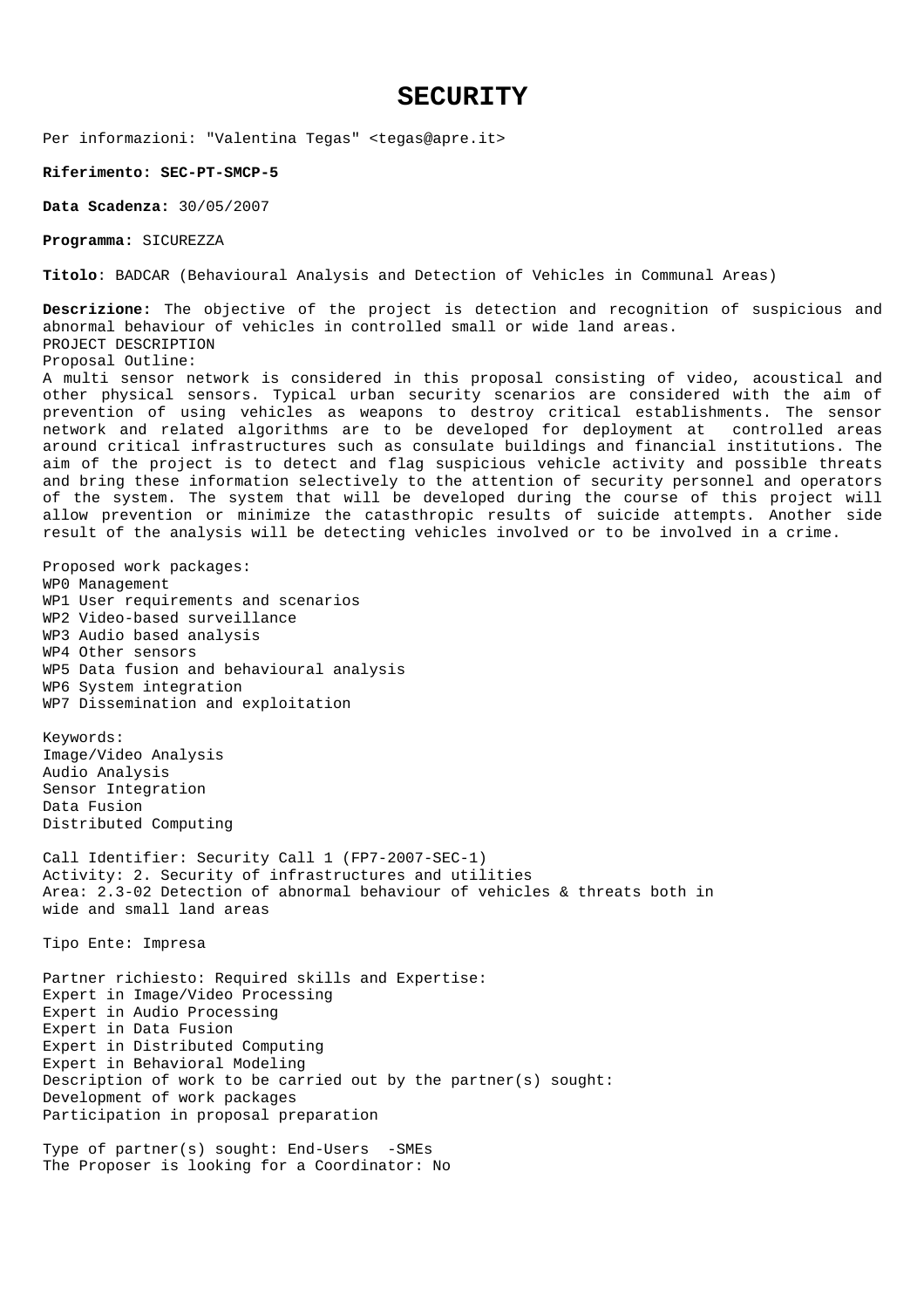# SECURITY

Per informazioni: "Valentina Tegas" <tegas@apre.it>

**Riferimento: SEC-PT-SMCP-5**

**Data Scadenza:** 30/05/2007

**Programma:** SICUREZZA

**Titolo**: BADCAR (Behavioural Analysis and Detection of Vehicles in Communal Areas)

**Descrizione:** The objective of the project is detection and recognition of suspicious and abnormal behaviour of vehicles in controlled small or wide land areas.
PROJECT DESCRIPTION
Proposal Outline:
A multi sensor network is considered in this proposal consisting of video, acoustical and other physical sensors. Typical urban security scenarios are considered with the aim of prevention of using vehicles as weapons to destroy critical establishments. The sensor network and related algorithms are to be developed for deployment at controlled areas around critical infrastructures such as consulate buildings and financial institutions. The aim of the project is to detect and flag suspicious vehicle activity and possible threats and bring these information selectively to the attention of security personnel and operators of the system. The system that will be developed during the course of this project will allow prevention or minimize the catasthropic results of suicide attempts. Another side result of the analysis will be detecting vehicles involved or to be involved in a crime.

Proposed work packages:
WP0 Management
WP1 User requirements and scenarios
WP2 Video-based surveillance
WP3 Audio based analysis
WP4 Other sensors
WP5 Data fusion and behavioural analysis
WP6 System integration
WP7 Dissemination and exploitation

Keywords:
Image/Video Analysis
Audio Analysis
Sensor Integration
Data Fusion
Distributed Computing

Call Identifier: Security Call 1 (FP7-2007-SEC-1)
Activity: 2. Security of infrastructures and utilities
Area: 2.3-02 Detection of abnormal behaviour of vehicles & threats both in wide and small land areas

Tipo Ente: Impresa

Partner richiesto: Required skills and Expertise:
Expert in Image/Video Processing
Expert in Audio Processing
Expert in Data Fusion
Expert in Distributed Computing
Expert in Behavioral Modeling
Description of work to be carried out by the partner(s) sought:
Development of work packages
Participation in proposal preparation

Type of partner(s) sought: End-Users -SMEs
The Proposer is looking for a Coordinator: No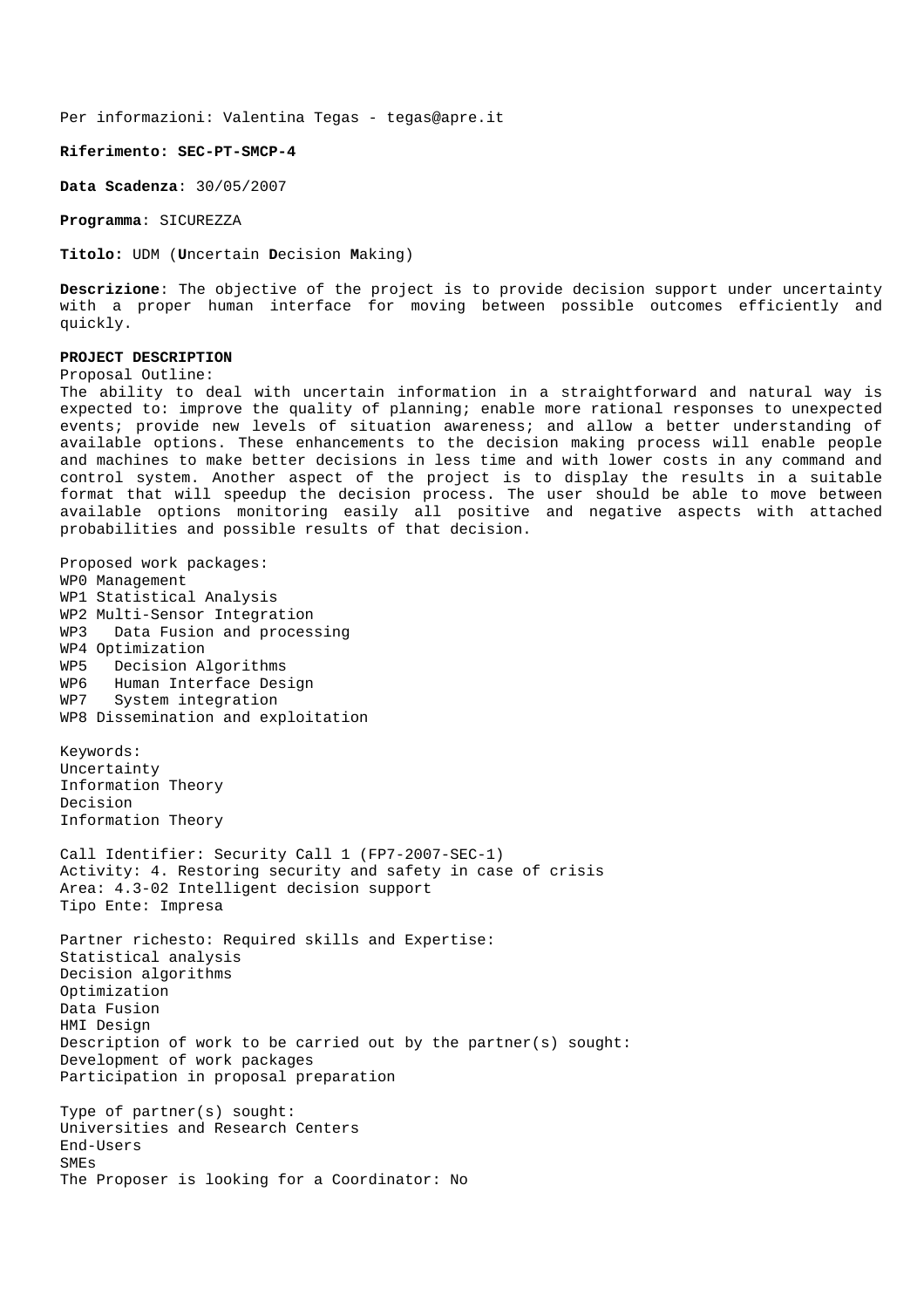Per informazioni: Valentina Tegas - tegas@apre.it

**Riferimento: SEC-PT-SMCP-4**

**Data Scadenza**: 30/05/2007

**Programma**: SICUREZZA

**Titolo:** UDM (**U**ncertain **D**ecision **M**aking)

**Descrizione**: The objective of the project is to provide decision support under uncertainty with a proper human interface for moving between possible outcomes efficiently and quickly.

**PROJECT DESCRIPTION**

Proposal Outline:

The ability to deal with uncertain information in a straightforward and natural way is expected to: improve the quality of planning; enable more rational responses to unexpected events; provide new levels of situation awareness; and allow a better understanding of available options. These enhancements to the decision making process will enable people and machines to make better decisions in less time and with lower costs in any command and control system. Another aspect of the project is to display the results in a suitable format that will speedup the decision process. The user should be able to move between available options monitoring easily all positive and negative aspects with attached probabilities and possible results of that decision.

Proposed work packages:

WP0 Management
WP1 Statistical Analysis
WP2 Multi-Sensor Integration
WP3 Data Fusion and processing
WP4 Optimization
WP5 Decision Algorithms
WP6 Human Interface Design
WP7 System integration
WP8 Dissemination and exploitation

Keywords:

Uncertainty
Information Theory
Decision
Information Theory

Call Identifier: Security Call 1 (FP7-2007-SEC-1)
Activity: 4. Restoring security and safety in case of crisis
Area: 4.3-02 Intelligent decision support
Tipo Ente: Impresa

Partner richesto: Required skills and Expertise:

Statistical analysis
Decision algorithms
Optimization
Data Fusion
HMI Design

Description of work to be carried out by the partner(s) sought:

Development of work packages
Participation in proposal preparation

Type of partner(s) sought:

Universities and Research Centers
End-Users
SMEs

The Proposer is looking for a Coordinator: No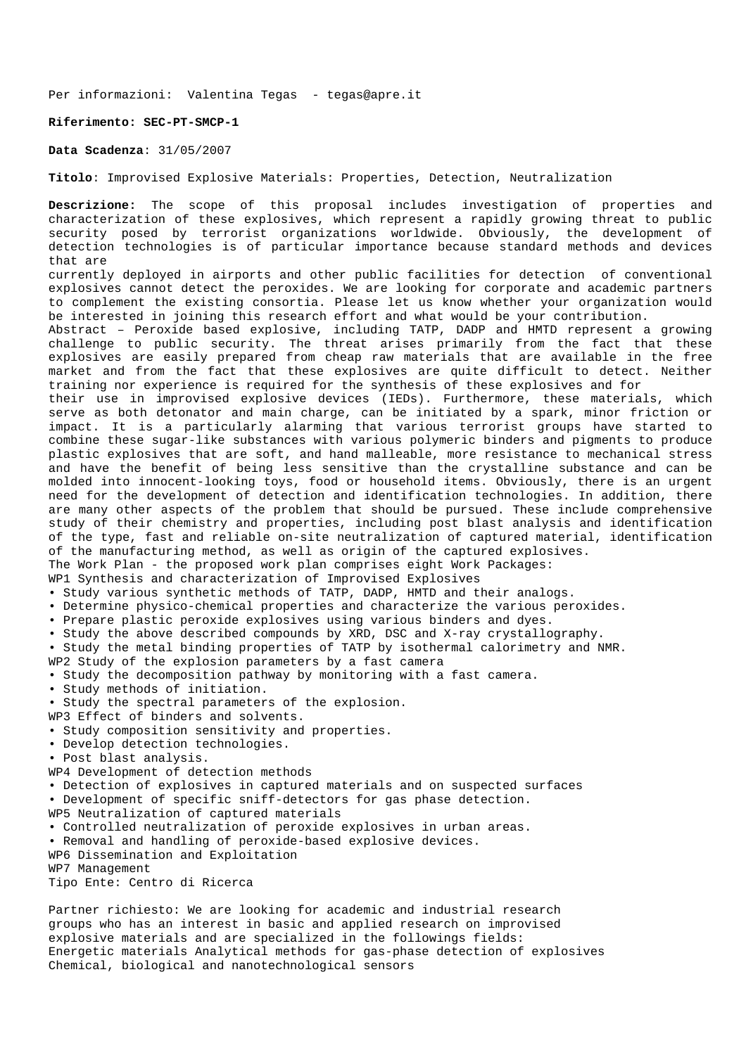Per informazioni: Valentina Tegas - tegas@apre.it

**Riferimento: SEC-PT-SMCP-1**

**Data Scadenza**: 31/05/2007

**Titolo**: Improvised Explosive Materials: Properties, Detection, Neutralization

**Descrizione:** The scope of this proposal includes investigation of properties and characterization of these explosives, which represent a rapidly growing threat to public security posed by terrorist organizations worldwide. Obviously, the development of detection technologies is of particular importance because standard methods and devices that are
currently deployed in airports and other public facilities for detection of conventional explosives cannot detect the peroxides. We are looking for corporate and academic partners to complement the existing consortia. Please let us know whether your organization would be interested in joining this research effort and what would be your contribution.
Abstract – Peroxide based explosive, including TATP, DADP and HMTD represent a growing challenge to public security. The threat arises primarily from the fact that these explosives are easily prepared from cheap raw materials that are available in the free market and from the fact that these explosives are quite difficult to detect. Neither training nor experience is required for the synthesis of these explosives and for
their use in improvised explosive devices (IEDs). Furthermore, these materials, which serve as both detonator and main charge, can be initiated by a spark, minor friction or impact. It is a particularly alarming that various terrorist groups have started to combine these sugar-like substances with various polymeric binders and pigments to produce plastic explosives that are soft, and hand malleable, more resistance to mechanical stress and have the benefit of being less sensitive than the crystalline substance and can be molded into innocent-looking toys, food or household items. Obviously, there is an urgent need for the development of detection and identification technologies. In addition, there are many other aspects of the problem that should be pursued. These include comprehensive study of their chemistry and properties, including post blast analysis and identification of the type, fast and reliable on-site neutralization of captured material, identification of the manufacturing method, as well as origin of the captured explosives.
The Work Plan - the proposed work plan comprises eight Work Packages:
WP1 Synthesis and characterization of Improvised Explosives

- Study various synthetic methods of TATP, DADP, HMTD and their analogs.
- Determine physico-chemical properties and characterize the various peroxides.
- Prepare plastic peroxide explosives using various binders and dyes.
- Study the above described compounds by XRD, DSC and X-ray crystallography.
- Study the metal binding properties of TATP by isothermal calorimetry and NMR.

WP2 Study of the explosion parameters by a fast camera

- Study the decomposition pathway by monitoring with a fast camera.
- Study methods of initiation.
- Study the spectral parameters of the explosion.

WP3 Effect of binders and solvents.

- Study composition sensitivity and properties.
- Develop detection technologies.
- Post blast analysis.

WP4 Development of detection methods

- Detection of explosives in captured materials and on suspected surfaces
- Development of specific sniff-detectors for gas phase detection.

WP5 Neutralization of captured materials

- Controlled neutralization of peroxide explosives in urban areas.
- Removal and handling of peroxide-based explosive devices.

WP6 Dissemination and Exploitation
WP7 Management
Tipo Ente: Centro di Ricerca

Partner richiesto: We are looking for academic and industrial research groups who has an interest in basic and applied research on improvised explosive materials and are specialized in the followings fields:
Energetic materials Analytical methods for gas-phase detection of explosives
Chemical, biological and nanotechnological sensors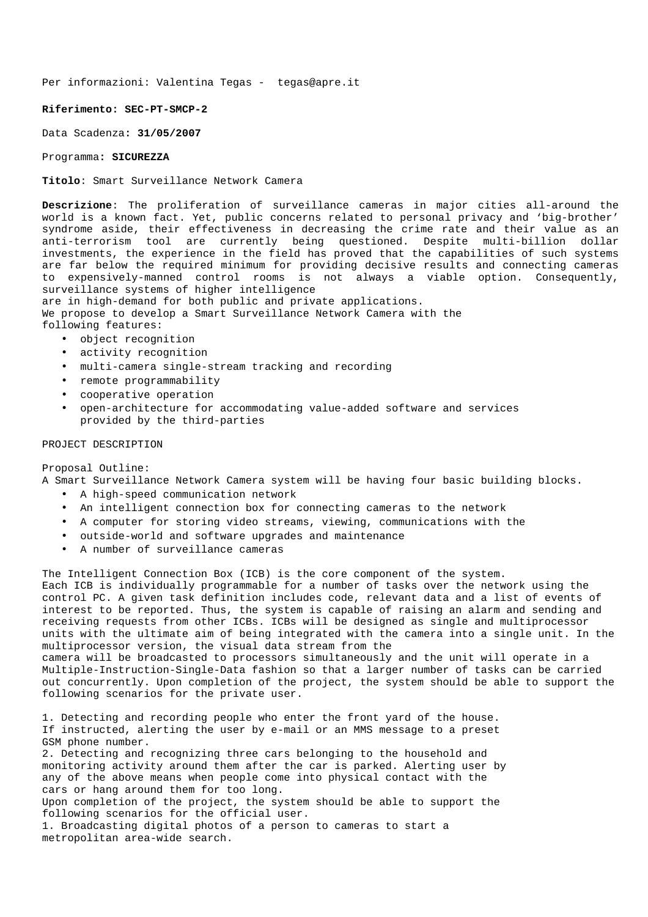Per informazioni: Valentina Tegas - tegas@apre.it

**Riferimento: SEC-PT-SMCP-2**

Data Scadenza: **31/05/2007**

Programma: **SICUREZZA**

**Titolo**: Smart Surveillance Network Camera

**Descrizione**: The proliferation of surveillance cameras in major cities all-around the world is a known fact. Yet, public concerns related to personal privacy and 'big-brother' syndrome aside, their effectiveness in decreasing the crime rate and their value as an anti-terrorism tool are currently being questioned. Despite multi-billion dollar investments, the experience in the field has proved that the capabilities of such systems are far below the required minimum for providing decisive results and connecting cameras to expensively-manned control rooms is not always a viable option. Consequently, surveillance systems of higher intelligence are in high-demand for both public and private applications.
We propose to develop a Smart Surveillance Network Camera with the following features:

- object recognition
- activity recognition
- multi-camera single-stream tracking and recording
- remote programmability
- cooperative operation
- open-architecture for accommodating value-added software and services provided by the third-parties

PROJECT DESCRIPTION

Proposal Outline:
A Smart Surveillance Network Camera system will be having four basic building blocks.

- A high-speed communication network
- An intelligent connection box for connecting cameras to the network
- A computer for storing video streams, viewing, communications with the
- outside-world and software upgrades and maintenance
- A number of surveillance cameras

The Intelligent Connection Box (ICB) is the core component of the system.
Each ICB is individually programmable for a number of tasks over the network using the control PC. A given task definition includes code, relevant data and a list of events of interest to be reported. Thus, the system is capable of raising an alarm and sending and receiving requests from other ICBs. ICBs will be designed as single and multiprocessor units with the ultimate aim of being integrated with the camera into a single unit. In the multiprocessor version, the visual data stream from the camera will be broadcasted to processors simultaneously and the unit will operate in a Multiple-Instruction-Single-Data fashion so that a larger number of tasks can be carried out concurrently. Upon completion of the project, the system should be able to support the following scenarios for the private user.

1. Detecting and recording people who enter the front yard of the house. If instructed, alerting the user by e-mail or an MMS message to a preset GSM phone number.
2. Detecting and recognizing three cars belonging to the household and monitoring activity around them after the car is parked. Alerting user by any of the above means when people come into physical contact with the cars or hang around them for too long.

Upon completion of the project, the system should be able to support the following scenarios for the official user.
1. Broadcasting digital photos of a person to cameras to start a metropolitan area-wide search.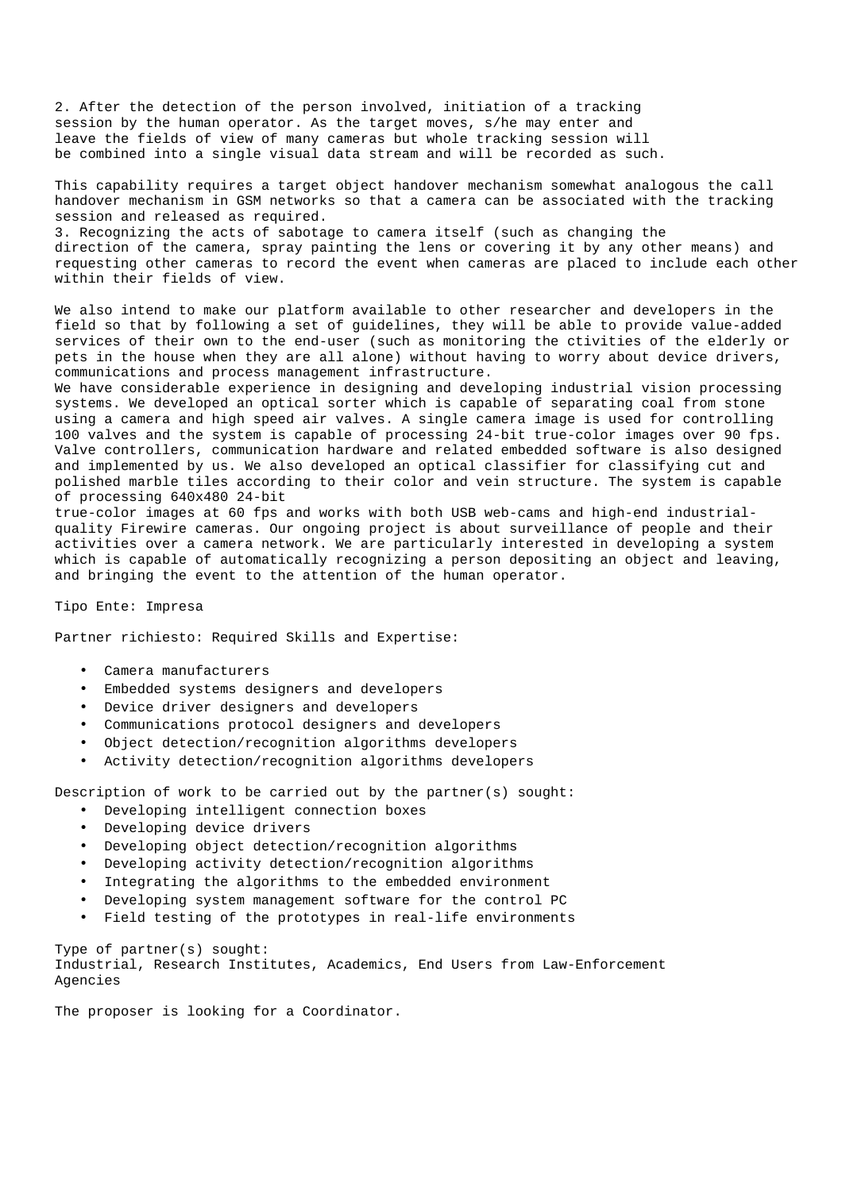2. After the detection of the person involved, initiation of a tracking session by the human operator. As the target moves, s/he may enter and leave the fields of view of many cameras but whole tracking session will be combined into a single visual data stream and will be recorded as such.

This capability requires a target object handover mechanism somewhat analogous the call handover mechanism in GSM networks so that a camera can be associated with the tracking session and released as required.
3. Recognizing the acts of sabotage to camera itself (such as changing the direction of the camera, spray painting the lens or covering it by any other means) and requesting other cameras to record the event when cameras are placed to include each other within their fields of view.

We also intend to make our platform available to other researcher and developers in the field so that by following a set of guidelines, they will be able to provide value-added services of their own to the end-user (such as monitoring the ctivities of the elderly or pets in the house when they are all alone) without having to worry about device drivers, communications and process management infrastructure.
We have considerable experience in designing and developing industrial vision processing systems. We developed an optical sorter which is capable of separating coal from stone using a camera and high speed air valves. A single camera image is used for controlling 100 valves and the system is capable of processing 24-bit true-color images over 90 fps. Valve controllers, communication hardware and related embedded software is also designed and implemented by us. We also developed an optical classifier for classifying cut and polished marble tiles according to their color and vein structure. The system is capable of processing 640x480 24-bit
true-color images at 60 fps and works with both USB web-cams and high-end industrial-quality Firewire cameras. Our ongoing project is about surveillance of people and their activities over a camera network. We are particularly interested in developing a system which is capable of automatically recognizing a person depositing an object and leaving, and bringing the event to the attention of the human operator.

Tipo Ente: Impresa

Partner richiesto: Required Skills and Expertise:

- Camera manufacturers
- Embedded systems designers and developers
- Device driver designers and developers
- Communications protocol designers and developers
- Object detection/recognition algorithms developers
- Activity detection/recognition algorithms developers

Description of work to be carried out by the partner(s) sought:

- Developing intelligent connection boxes
- Developing device drivers
- Developing object detection/recognition algorithms
- Developing activity detection/recognition algorithms
- Integrating the algorithms to the embedded environment
- Developing system management software for the control PC
- Field testing of the prototypes in real-life environments

Type of partner(s) sought:
Industrial, Research Institutes, Academics, End Users from Law-Enforcement Agencies

The proposer is looking for a Coordinator.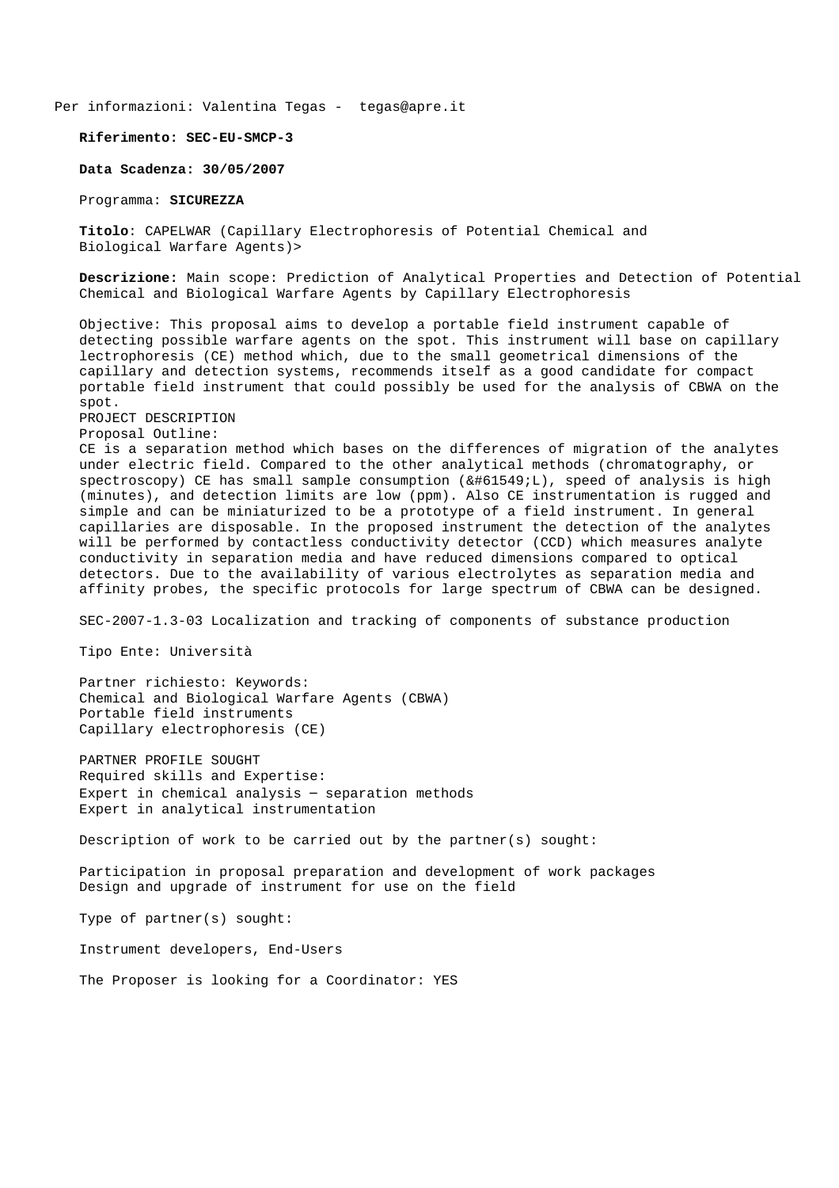Per informazioni: Valentina Tegas - tegas@apre.it

**Riferimento: SEC-EU-SMCP-3**

**Data Scadenza: 30/05/2007**

Programma: **SICUREZZA**

**Titolo**: CAPELWAR (Capillary Electrophoresis of Potential Chemical and Biological Warfare Agents)>

**Descrizione:** Main scope: Prediction of Analytical Properties and Detection of Potential Chemical and Biological Warfare Agents by Capillary Electrophoresis

Objective: This proposal aims to develop a portable field instrument capable of detecting possible warfare agents on the spot. This instrument will base on capillary lectrophoresis (CE) method which, due to the small geometrical dimensions of the capillary and detection systems, recommends itself as a good candidate for compact portable field instrument that could possibly be used for the analysis of CBWA on the spot.

PROJECT DESCRIPTION

Proposal Outline:

CE is a separation method which bases on the differences of migration of the analytes under electric field. Compared to the other analytical methods (chromatography, or spectroscopy) CE has small sample consumption (&#61549;L), speed of analysis is high (minutes), and detection limits are low (ppm). Also CE instrumentation is rugged and simple and can be miniaturized to be a prototype of a field instrument. In general capillaries are disposable. In the proposed instrument the detection of the analytes will be performed by contactless conductivity detector (CCD) which measures analyte conductivity in separation media and have reduced dimensions compared to optical detectors. Due to the availability of various electrolytes as separation media and affinity probes, the specific protocols for large spectrum of CBWA can be designed.

SEC-2007-1.3-03 Localization and tracking of components of substance production

Tipo Ente: Università

Partner richiesto: Keywords:
Chemical and Biological Warfare Agents (CBWA)
Portable field instruments
Capillary electrophoresis (CE)

PARTNER PROFILE SOUGHT
Required skills and Expertise:
Expert in chemical analysis — separation methods
Expert in analytical instrumentation

Description of work to be carried out by the partner(s) sought:

Participation in proposal preparation and development of work packages
Design and upgrade of instrument for use on the field

Type of partner(s) sought:

Instrument developers, End-Users

The Proposer is looking for a Coordinator: YES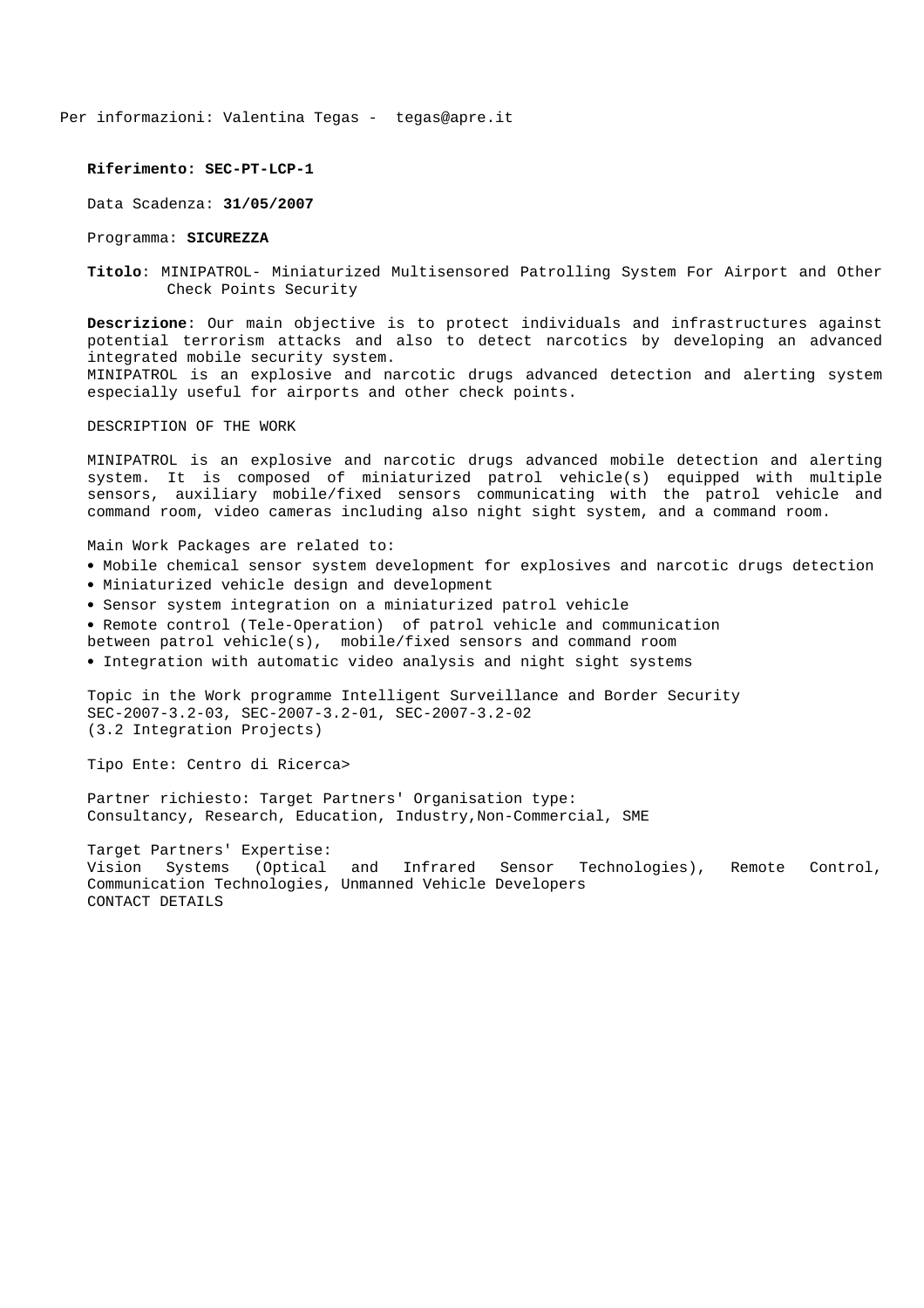Per informazioni: Valentina Tegas - tegas@apre.it

**Riferimento: SEC-PT-LCP-1**

Data Scadenza: **31/05/2007**

Programma: **SICUREZZA**

**Titolo**: MINIPATROL- Miniaturized Multisensored Patrolling System For Airport and Other Check Points Security

**Descrizione**: Our main objective is to protect individuals and infrastructures against potential terrorism attacks and also to detect narcotics by developing an advanced integrated mobile security system.
MINIPATROL is an explosive and narcotic drugs advanced detection and alerting system especially useful for airports and other check points.

DESCRIPTION OF THE WORK

MINIPATROL is an explosive and narcotic drugs advanced mobile detection and alerting system. It is composed of miniaturized patrol vehicle(s) equipped with multiple sensors, auxiliary mobile/fixed sensors communicating with the patrol vehicle and command room, video cameras including also night sight system, and a command room.

Main Work Packages are related to:

- Mobile chemical sensor system development for explosives and narcotic drugs detection
- Miniaturized vehicle design and development
- Sensor system integration on a miniaturized patrol vehicle
- Remote control (Tele-Operation) of patrol vehicle and communication between patrol vehicle(s), mobile/fixed sensors and command room
- Integration with automatic video analysis and night sight systems

Topic in the Work programme Intelligent Surveillance and Border Security
SEC-2007-3.2-03, SEC-2007-3.2-01, SEC-2007-3.2-02
(3.2 Integration Projects)

Tipo Ente: Centro di Ricerca>

Partner richiesto: Target Partners' Organisation type:
Consultancy, Research, Education, Industry,Non-Commercial, SME

Target Partners' Expertise:
Vision Systems (Optical and Infrared Sensor Technologies), Remote Control, Communication Technologies, Unmanned Vehicle Developers
CONTACT DETAILS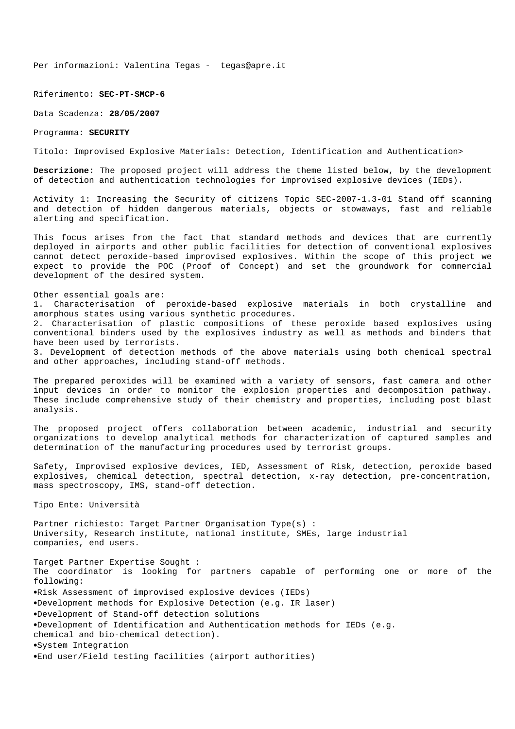Per informazioni: Valentina Tegas - tegas@apre.it

Riferimento: **SEC-PT-SMCP-6**

Data Scadenza: **28/05/2007**

Programma: **SECURITY**

Titolo: Improvised Explosive Materials: Detection, Identification and Authentication>

**Descrizione:** The proposed project will address the theme listed below, by the development of detection and authentication technologies for improvised explosive devices (IEDs).

Activity 1: Increasing the Security of citizens Topic SEC-2007-1.3-01 Stand off scanning and detection of hidden dangerous materials, objects or stowaways, fast and reliable alerting and specification.

This focus arises from the fact that standard methods and devices that are currently deployed in airports and other public facilities for detection of conventional explosives cannot detect peroxide-based improvised explosives. Within the scope of this project we expect to provide the POC (Proof of Concept) and set the groundwork for commercial development of the desired system.

Other essential goals are:
1. Characterisation of peroxide-based explosive materials in both crystalline and amorphous states using various synthetic procedures.
2. Characterisation of plastic compositions of these peroxide based explosives using conventional binders used by the explosives industry as well as methods and binders that have been used by terrorists.
3. Development of detection methods of the above materials using both chemical spectral and other approaches, including stand-off methods.

The prepared peroxides will be examined with a variety of sensors, fast camera and other input devices in order to monitor the explosion properties and decomposition pathway. These include comprehensive study of their chemistry and properties, including post blast analysis.

The proposed project offers collaboration between academic, industrial and security organizations to develop analytical methods for characterization of captured samples and determination of the manufacturing procedures used by terrorist groups.

Safety, Improvised explosive devices, IED, Assessment of Risk, detection, peroxide based explosives, chemical detection, spectral detection, x-ray detection, pre-concentration, mass spectroscopy, IMS, stand-off detection.

Tipo Ente: Università

Partner richiesto: Target Partner Organisation Type(s) :
University, Research institute, national institute, SMEs, large industrial companies, end users.

Target Partner Expertise Sought :
The coordinator is looking for partners capable of performing one or more of the following:

- Risk Assessment of improvised explosive devices (IEDs)
- Development methods for Explosive Detection (e.g. IR laser)
- Development of Stand-off detection solutions
- Development of Identification and Authentication methods for IEDs (e.g. chemical and bio-chemical detection).
- System Integration
- End user/Field testing facilities (airport authorities)